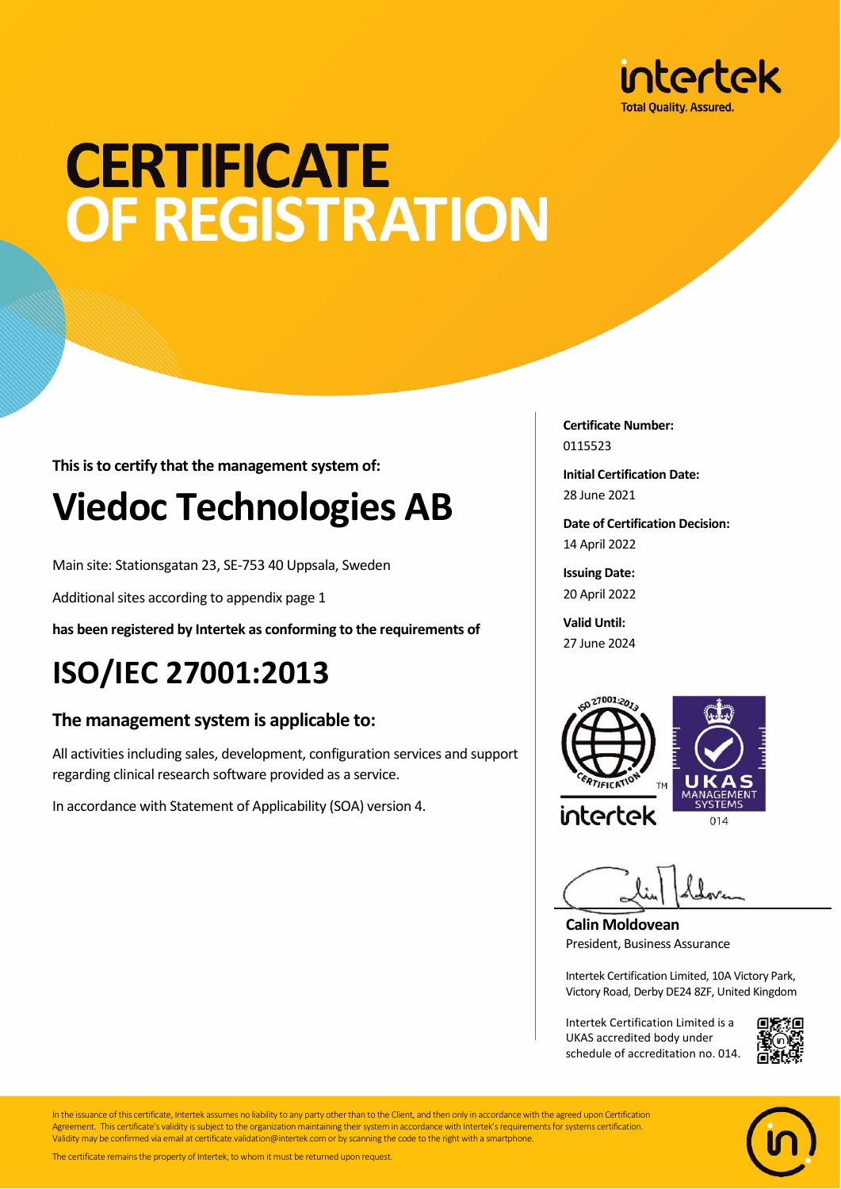intertek
Total Quality. Assured.

# CERTIFICATE OF REGISTRATION

**This is to certify that the management system of:**

# Viedoc Technologies AB

Main site: Stationsgatan 23, SE-753 40 Uppsala, Sweden

Additional sites according to appendix page 1

**has been registered by Intertek as conforming to the requirements of**

# ISO/IEC 27001:2013

## The management system is applicable to:

All activities including sales, development, configuration services and support regarding clinical research software provided as a service.

In accordance with Statement of Applicability (SOA) version 4.

**Certificate Number:**
0115523

**Initial Certification Date:**
28 June 2021

**Date of Certification Decision:**
14 April 2022

**Issuing Date:**
20 April 2022

**Valid Until:**
27 June 2024

ISO 27001:2013 CERTIFICATION TM
intertek

UKAS MANAGEMENT SYSTEMS
014

**Calin Moldovean**
President, Business Assurance

Intertek Certification Limited, 10A Victory Park, Victory Road, Derby DE24 8ZF, United Kingdom

Intertek Certification Limited is a UKAS accredited body under schedule of accreditation no. 014.

In the issuance of this certificate, Intertek assumes no liability to any party other than to the Client, and then only in accordance with the agreed upon Certification Agreement. This certificate's validity is subject to the organization maintaining their system in accordance with Intertek's requirements for systems certification. Validity may be confirmed via email at certificate.validation@intertek.com or by scanning the code to the right with a smartphone.

The certificate remains the property of Intertek, to whom it must be returned upon request.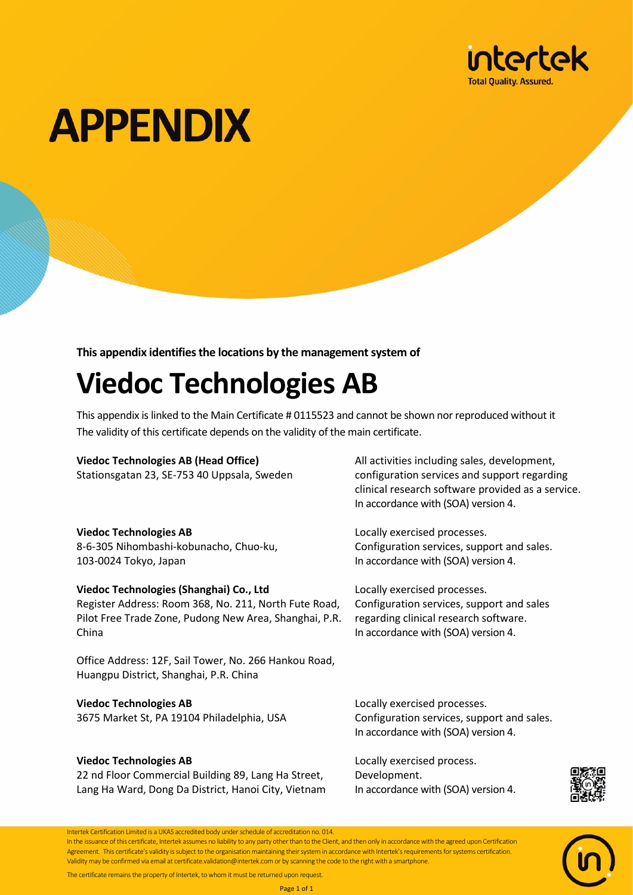# APPENDIX

**This appendix identifies the locations by the management system of**

# Viedoc Technologies AB

This appendix is linked to the Main Certificate # 0115523 and cannot be shown nor reproduced without it
The validity of this certificate depends on the validity of the main certificate.

| | |
|---|---|
| **Viedoc Technologies AB (Head Office)**<br>Stationsgatan 23, SE-753 40 Uppsala, Sweden | All activities including sales, development, configuration services and support regarding clinical research software provided as a service.<br>In accordance with (SOA) version 4. |
| **Viedoc Technologies AB**<br>8-6-305 Nihombashi-kobunacho, Chuo-ku, 103-0024 Tokyo, Japan | Locally exercised processes.<br>Configuration services, support and sales.<br>In accordance with (SOA) version 4. |
| **Viedoc Technologies (Shanghai) Co., Ltd**<br>Register Address: Room 368, No. 211, North Fute Road, Pilot Free Trade Zone, Pudong New Area, Shanghai, P.R. China<br><br>Office Address: 12F, Sail Tower, No. 266 Hankou Road, Huangpu District, Shanghai, P.R. China | Locally exercised processes.<br>Configuration services, support and sales regarding clinical research software.<br>In accordance with (SOA) version 4. |
| **Viedoc Technologies AB**<br>3675 Market St, PA 19104 Philadelphia, USA | Locally exercised processes.<br>Configuration services, support and sales.<br>In accordance with (SOA) version 4. |
| **Viedoc Technologies AB**<br>22 nd Floor Commercial Building 89, Lang Ha Street, Lang Ha Ward, Dong Da District, Hanoi City, Vietnam | Locally exercised process.<br>Development.<br>In accordance with (SOA) version 4. |

Intertek Certification Limited is a UKAS accredited body under schedule of accreditation no. 014.
In the issuance of this certificate, Intertek assumes no liability to any party other than to the Client, and then only in accordance with the agreed upon Certification Agreement. This certificate's validity is subject to the organisation maintaining their system in accordance with Intertek's requirements for systems certification. Validity may be confirmed via email at certificate.validation@intertek.com or by scanning the code to the right with a smartphone.

The certificate remains the property of Intertek, to whom it must be returned upon request.